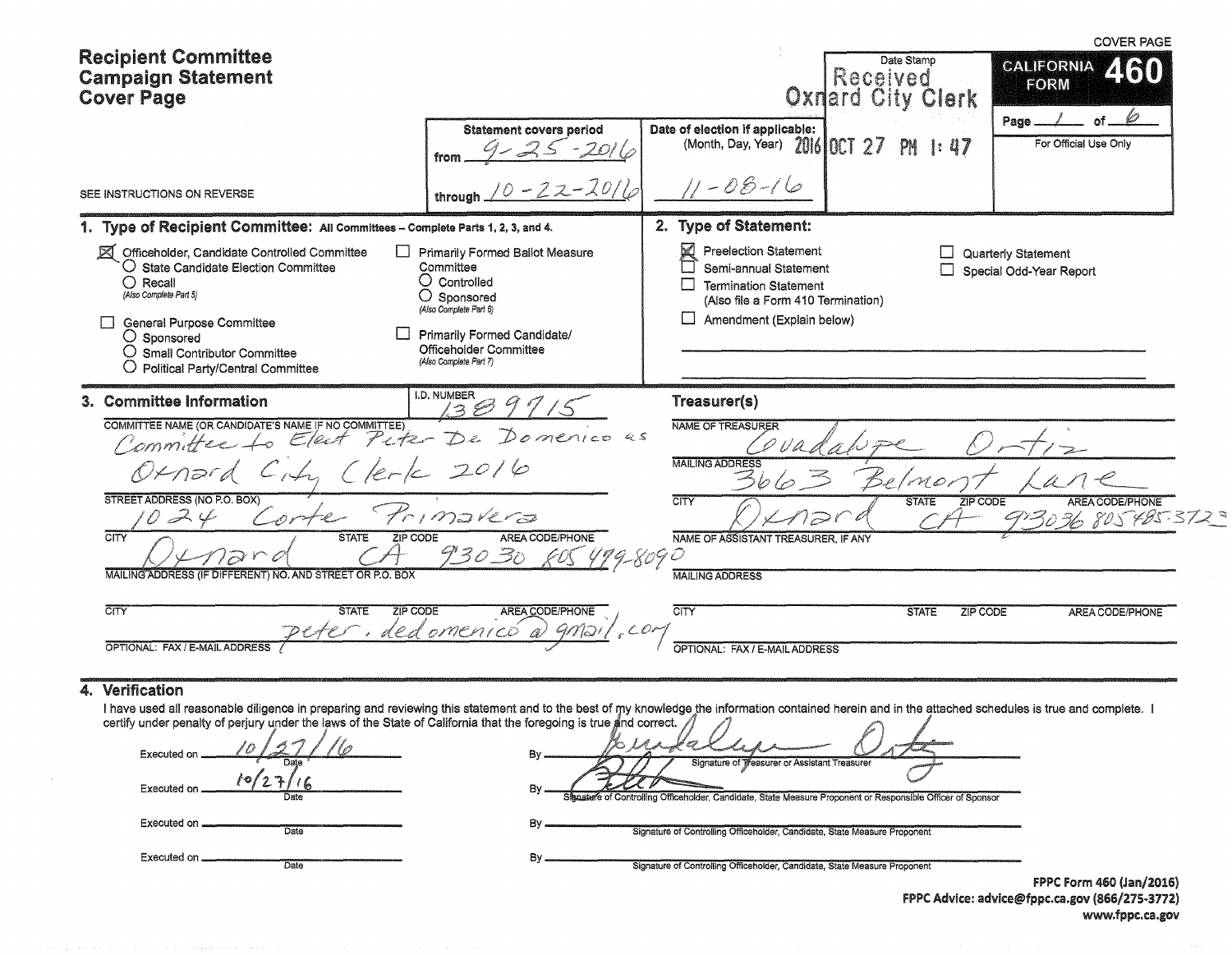COVER PAGE

# Recipient Committee Campaign Statement Cover Page

SEE INSTRUCTIONS ON REVERSE

| Statement covers period | Date of election if applicable: (Month, Day, Year) | Date Stamp | CALIFORNIA FORM 460 |
|---|---|---|---|
| from 9-25-2016 through 10-22-2016 | 11-08-16 | Received Oxnard City Clerk 2016 OCT 27 PM 1:47 | Page 1 of 6. For Official Use Only |

## 1. Type of Recipient Committee: All Committees – Complete Parts 1, 2, 3, and 4.

- [x] Officeholder, Candidate Controlled Committee
  - ○ State Candidate Election Committee
  - ○ Recall (Also Complete Part 5)
- [ ] General Purpose Committee
  - ○ Sponsored
  - ○ Small Contributor Committee
  - ○ Political Party/Central Committee
- [ ] Primarily Formed Ballot Measure Committee
  - ○ Controlled
  - ○ Sponsored (Also Complete Part 6)
- [ ] Primarily Formed Candidate/Officeholder Committee (Also Complete Part 7)

## 2. Type of Statement:

- [x] Preelection Statement
- [ ] Semi-annual Statement
- [ ] Termination Statement (Also file a Form 410 Termination)
- [ ] Amendment (Explain below)
- [ ] Quarterly Statement
- [ ] Special Odd-Year Report

## 3. Committee Information

I.D. NUMBER: 1389715

COMMITTEE NAME (OR CANDIDATE'S NAME IF NO COMMITTEE): Committee to Elect Peter De Domenico as Oxnard City Clerk 2016

STREET ADDRESS (NO P.O. BOX): 1024 Corte Primavera

CITY: Oxnard STATE: CA ZIP CODE: 93030 AREA CODE/PHONE: 805 479-8090

MAILING ADDRESS (IF DIFFERENT) NO. AND STREET OR P.O. BOX:

CITY / STATE / ZIP CODE / AREA CODE/PHONE:

OPTIONAL: FAX / E-MAIL ADDRESS: peter.dedomenico@gmail.com

### Treasurer(s)

NAME OF TREASURER: Guadalupe Ortiz

MAILING ADDRESS: 3663 Belmont Lane

CITY: Oxnard STATE: CA ZIP CODE: 93036 AREA CODE/PHONE: 805 485-3723

NAME OF ASSISTANT TREASURER, IF ANY:

MAILING ADDRESS:

CITY / STATE / ZIP CODE / AREA CODE/PHONE:

OPTIONAL: FAX / E-MAIL ADDRESS:

## 4. Verification

I have used all reasonable diligence in preparing and reviewing this statement and to the best of my knowledge the information contained herein and in the attached schedules is true and complete. I certify under penalty of perjury under the laws of the State of California that the foregoing is true and correct.

Executed on 10/27/16 By [signature] — Signature of Treasurer or Assistant Treasurer

Executed on 10/27/16 By [signature] — Signature of Controlling Officeholder, Candidate, State Measure Proponent or Responsible Officer of Sponsor

Executed on ________ By ________ Signature of Controlling Officeholder, Candidate, State Measure Proponent

Executed on ________ By ________ Signature of Controlling Officeholder, Candidate, State Measure Proponent

FPPC Form 460 (Jan/2016)
FPPC Advice: advice@fppc.ca.gov (866/275-3772)
www.fppc.ca.gov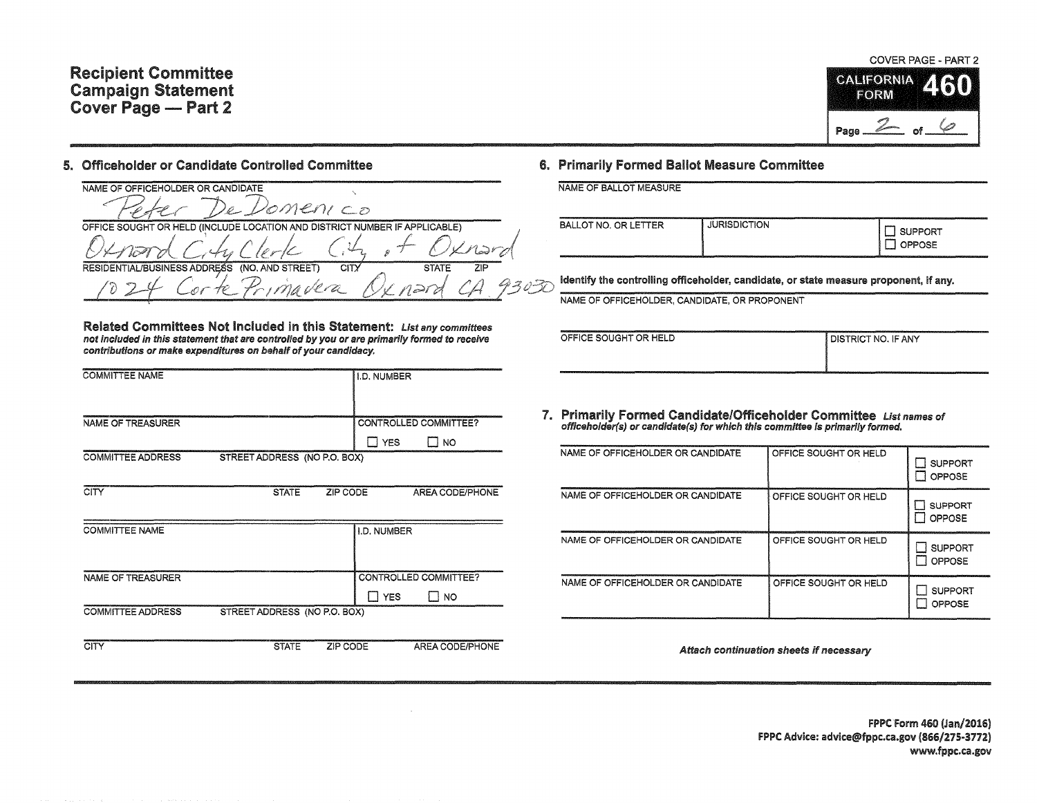# Recipient Committee Campaign Statement Cover Page — Part 2

COVER PAGE - PART 2

CALIFORNIA FORM **460**

Page 2 of 6

## 5. Officeholder or Candidate Controlled Committee

NAME OF OFFICEHOLDER OR CANDIDATE

Peter DeDomenico

OFFICE SOUGHT OR HELD (INCLUDE LOCATION AND DISTRICT NUMBER IF APPLICABLE)

Oxnard City Clerk City of Oxnard

RESIDENTIAL/BUSINESS ADDRESS (NO. AND STREET) CITY STATE ZIP

1024 Corte Primavera Oxnard CA 93030

### Related Committees Not Included in this Statement:

*List any committees not included in this statement that are controlled by you or are primarily formed to receive contributions or make expenditures on behalf of your candidacy.*

| COMMITTEE NAME | | | I.D. NUMBER |
|---|---|---|---|
| NAME OF TREASURER | | | CONTROLLED COMMITTEE? ☐ YES ☐ NO |
| COMMITTEE ADDRESS | STREET ADDRESS (NO P.O. BOX) | | |
| CITY | STATE | ZIP CODE | AREA CODE/PHONE |

| COMMITTEE NAME | | | I.D. NUMBER |
|---|---|---|---|
| NAME OF TREASURER | | | CONTROLLED COMMITTEE? ☐ YES ☐ NO |
| COMMITTEE ADDRESS | STREET ADDRESS (NO P.O. BOX) | | |
| CITY | STATE | ZIP CODE | AREA CODE/PHONE |

## 6. Primarily Formed Ballot Measure Committee

NAME OF BALLOT MEASURE

| BALLOT NO. OR LETTER | JURISDICTION | ☐ SUPPORT ☐ OPPOSE |
|---|---|---|
| | | |

Identify the controlling officeholder, candidate, or state measure proponent, if any.

NAME OF OFFICEHOLDER, CANDIDATE, OR PROPONENT

| OFFICE SOUGHT OR HELD | DISTRICT NO. IF ANY |
|---|---|
| | |

## 7. Primarily Formed Candidate/Officeholder Committee

*List names of officeholder(s) or candidate(s) for which this committee is primarily formed.*

| NAME OF OFFICEHOLDER OR CANDIDATE | OFFICE SOUGHT OR HELD | |
|---|---|---|
| | | ☐ SUPPORT ☐ OPPOSE |
| NAME OF OFFICEHOLDER OR CANDIDATE | OFFICE SOUGHT OR HELD | ☐ SUPPORT ☐ OPPOSE |
| NAME OF OFFICEHOLDER OR CANDIDATE | OFFICE SOUGHT OR HELD | ☐ SUPPORT ☐ OPPOSE |
| NAME OF OFFICEHOLDER OR CANDIDATE | OFFICE SOUGHT OR HELD | ☐ SUPPORT ☐ OPPOSE |

*Attach continuation sheets if necessary*

**FPPC Form 460 (Jan/2016)**
**FPPC Advice: advice@fppc.ca.gov (866/275-3772)**
**www.fppc.ca.gov**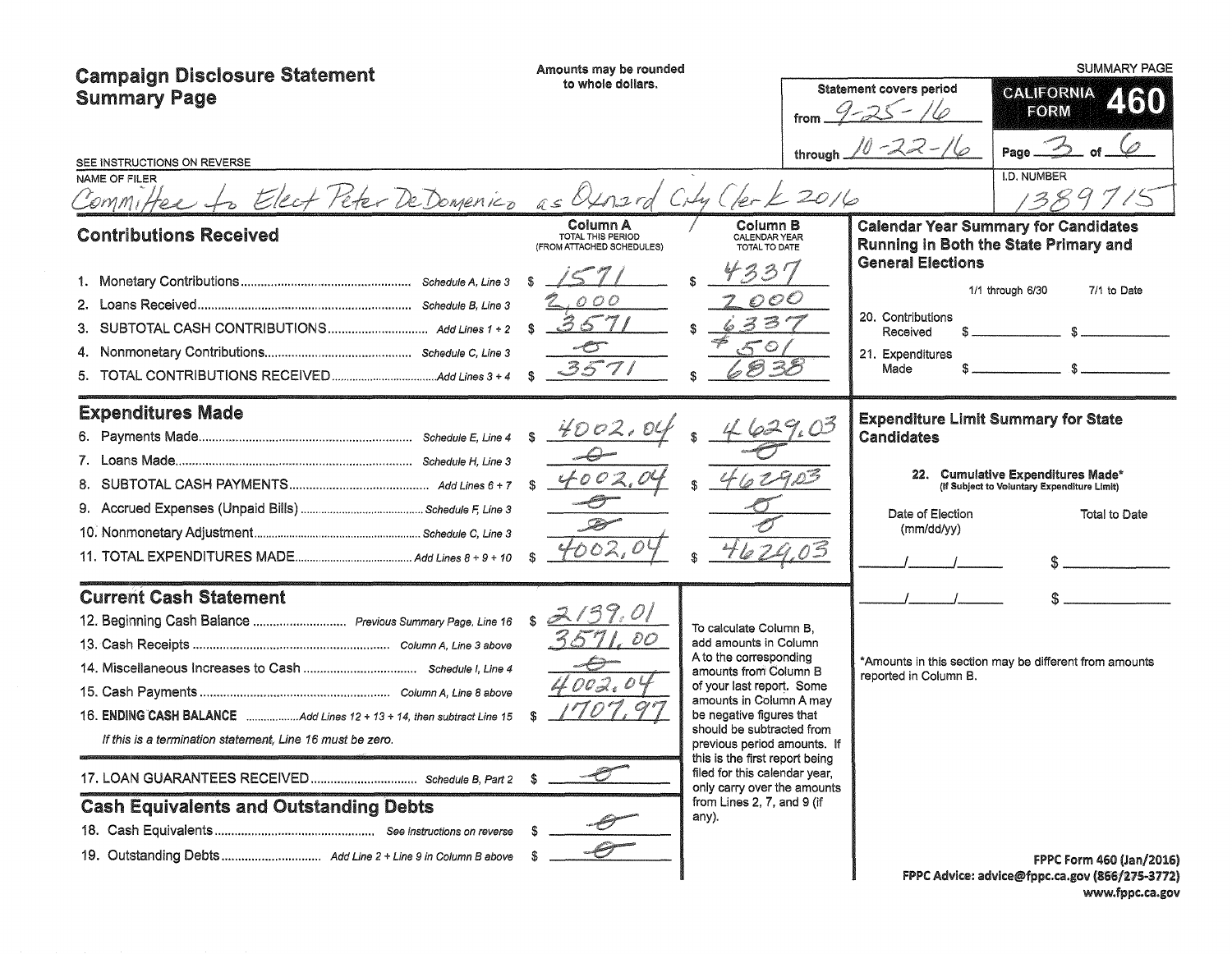# Campaign Disclosure Statement Summary Page

Amounts may be rounded to whole dollars.

SUMMARY PAGE

**CALIFORNIA FORM 460**

Statement covers period from 9-25-16 through 10-22-16

Page 3 of 6

SEE INSTRUCTIONS ON REVERSE

NAME OF FILER: Committee to Elect Peter DeDomenico as Oxnard City Clerk 2016

I.D. NUMBER: 1389715

## Contributions Received

| | | Column A TOTAL THIS PERIOD (FROM ATTACHED SCHEDULES) | Column B CALENDAR YEAR TOTAL TO DATE |
|---|---|---|---|
| 1. Monetary Contributions | Schedule A, Line 3 | $ 1571 | $ 4337 |
| 2. Loans Received | Schedule B, Line 3 | 2,000 | 2000 |
| 3. SUBTOTAL CASH CONTRIBUTIONS | Add Lines 1 + 2 | $ 3571 | $ 6337 |
| 4. Nonmonetary Contributions | Schedule C, Line 3 | -0- | 501 |
| 5. TOTAL CONTRIBUTIONS RECEIVED | Add Lines 3 + 4 | $ 3571 | $ 6838 |

## Expenditures Made

| | | Column A | Column B |
|---|---|---|---|
| 6. Payments Made | Schedule E, Line 4 | $ 4002.04 | $ 4629.03 |
| 7. Loans Made | Schedule H, Line 3 | -0- | -0- |
| 8. SUBTOTAL CASH PAYMENTS | Add Lines 6 + 7 | $ 4002.04 | $ 4629.03 |
| 9. Accrued Expenses (Unpaid Bills) | Schedule F, Line 3 | -0- | -0- |
| 10. Nonmonetary Adjustment | Schedule C, Line 3 | -0- | -0- |
| 11. TOTAL EXPENDITURES MADE | Add Lines 8 + 9 + 10 | $ 4002.04 | $ 4629.03 |

## Current Cash Statement

| | | |
|---|---|---|
| 12. Beginning Cash Balance | Previous Summary Page, Line 16 | $ 2139.01 |
| 13. Cash Receipts | Column A, Line 3 above | 3571.00 |
| 14. Miscellaneous Increases to Cash | Schedule I, Line 4 | -0- |
| 15. Cash Payments | Column A, Line 8 above | 4002.04 |
| 16. **ENDING CASH BALANCE** | Add Lines 12 + 13 + 14, then subtract Line 15 | $ 1707.97 |

*If this is a termination statement, Line 16 must be zero.*

To calculate Column B, add amounts in Column A to the corresponding amounts from Column B of your last report. Some amounts in Column A may be negative figures that should be subtracted from previous period amounts. If this is the first report being filed for this calendar year, only carry over the amounts from Lines 2, 7, and 9 (if any).

| | | |
|---|---|---|
| 17. LOAN GUARANTEES RECEIVED | Schedule B, Part 2 | $ -0- |

## Cash Equivalents and Outstanding Debts

| | | |
|---|---|---|
| 18. Cash Equivalents | See instructions on reverse | $ -0- |
| 19. Outstanding Debts | Add Line 2 + Line 9 in Column B above | $ -0- |

## Calendar Year Summary for Candidates Running in Both the State Primary and General Elections

| | 1/1 through 6/30 | 7/1 to Date |
|---|---|---|
| 20. Contributions Received | $ | $ |
| 21. Expenditures Made | $ | $ |

## Expenditure Limit Summary for State Candidates

22. Cumulative Expenditures Made* (If Subject to Voluntary Expenditure Limit)

| Date of Election (mm/dd/yy) | Total to Date |
|---|---|
| / / | $ |
| / / | $ |

*Amounts in this section may be different from amounts reported in Column B.

FPPC Form 460 (Jan/2016)
FPPC Advice: advice@fppc.ca.gov (866/275-3772)
www.fppc.ca.gov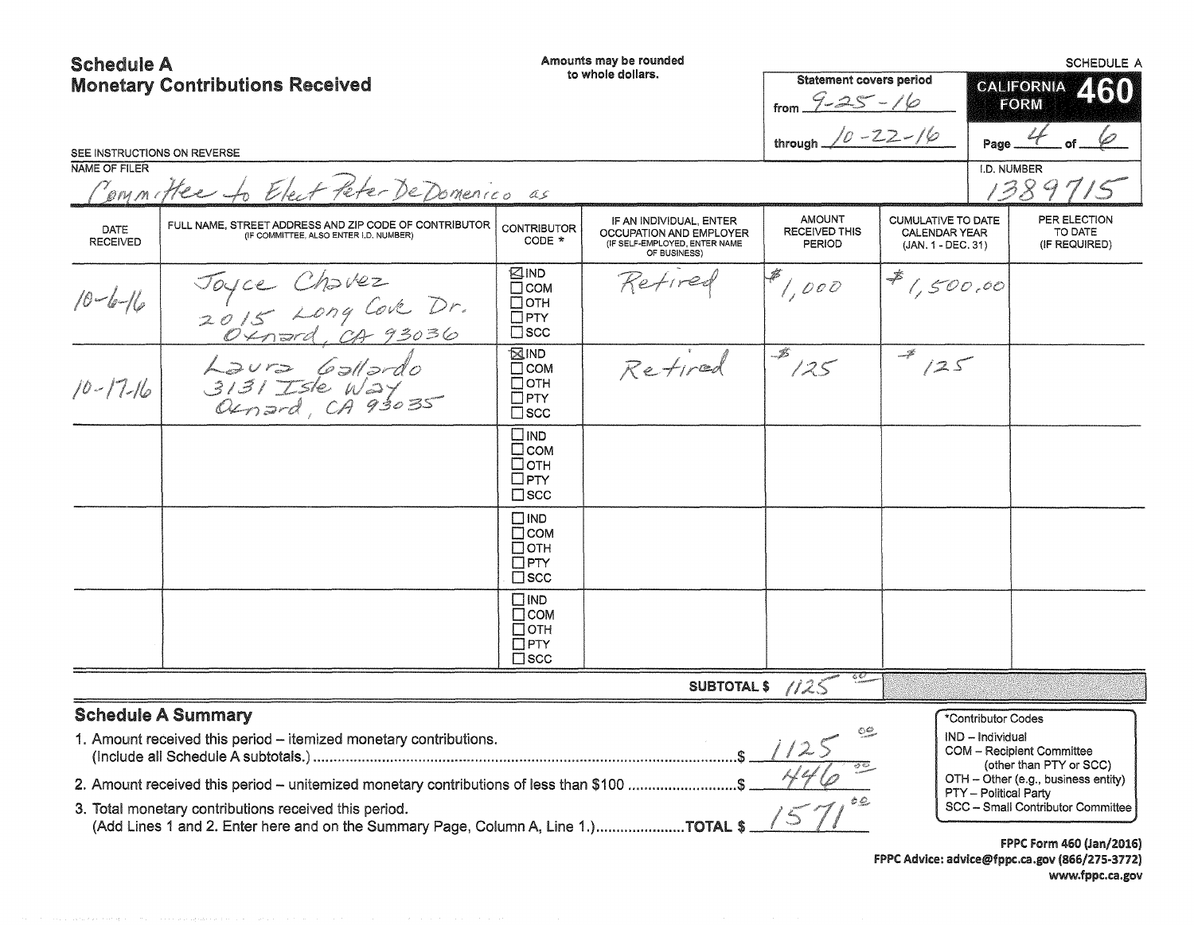## Schedule A
## Monetary Contributions Received

Amounts may be rounded to whole dollars.

SCHEDULE A

Statement covers period from 9-25-16 through 10-22-16

CALIFORNIA FORM 460

Page 4 of 6

SEE INSTRUCTIONS ON REVERSE

NAME OF FILER: Committee to Elect Peter DeDomenico as

I.D. NUMBER: 1389715

| DATE RECEIVED | FULL NAME, STREET ADDRESS AND ZIP CODE OF CONTRIBUTOR (IF COMMITTEE, ALSO ENTER I.D. NUMBER) | CONTRIBUTOR CODE * | IF AN INDIVIDUAL, ENTER OCCUPATION AND EMPLOYER (IF SELF-EMPLOYED, ENTER NAME OF BUSINESS) | AMOUNT RECEIVED THIS PERIOD | CUMULATIVE TO DATE CALENDAR YEAR (JAN. 1 - DEC. 31) | PER ELECTION TO DATE (IF REQUIRED) |
|---|---|---|---|---|---|---|
| 10-6-16 | Joyce Chavez<br>2015 Long Cove Dr.<br>Oxnard, CA 93036 | ☒ IND ☐ COM ☐ OTH ☐ PTY ☐ SCC | Retired | $1,000 | $1,500.00 | |
| 10-17-16 | Laura Gallardo<br>3131 Isle Way<br>Oxnard, CA 93035 | ☒ IND ☐ COM ☐ OTH ☐ PTY ☐ SCC | Retired | $125 | $125 | |
| | | ☐ IND ☐ COM ☐ OTH ☐ PTY ☐ SCC | | | | |
| | | ☐ IND ☐ COM ☐ OTH ☐ PTY ☐ SCC | | | | |
| | | ☐ IND ☐ COM ☐ OTH ☐ PTY ☐ SCC | | | | |
| | | | SUBTOTAL $ | 1125.00 | | |

### Schedule A Summary

1. Amount received this period – itemized monetary contributions. (Include all Schedule A subtotals.) ....................$ 1125.00
2. Amount received this period – unitemized monetary contributions of less than $100 ....................$ 446.00
3. Total monetary contributions received this period. (Add Lines 1 and 2. Enter here and on the Summary Page, Column A, Line 1.) ....................TOTAL $ 1571.00

*Contributor Codes
- IND – Individual
- COM – Recipient Committee (other than PTY or SCC)
- OTH – Other (e.g., business entity)
- PTY – Political Party
- SCC – Small Contributor Committee

FPPC Form 460 (Jan/2016)
FPPC Advice: advice@fppc.ca.gov (866/275-3772)
www.fppc.ca.gov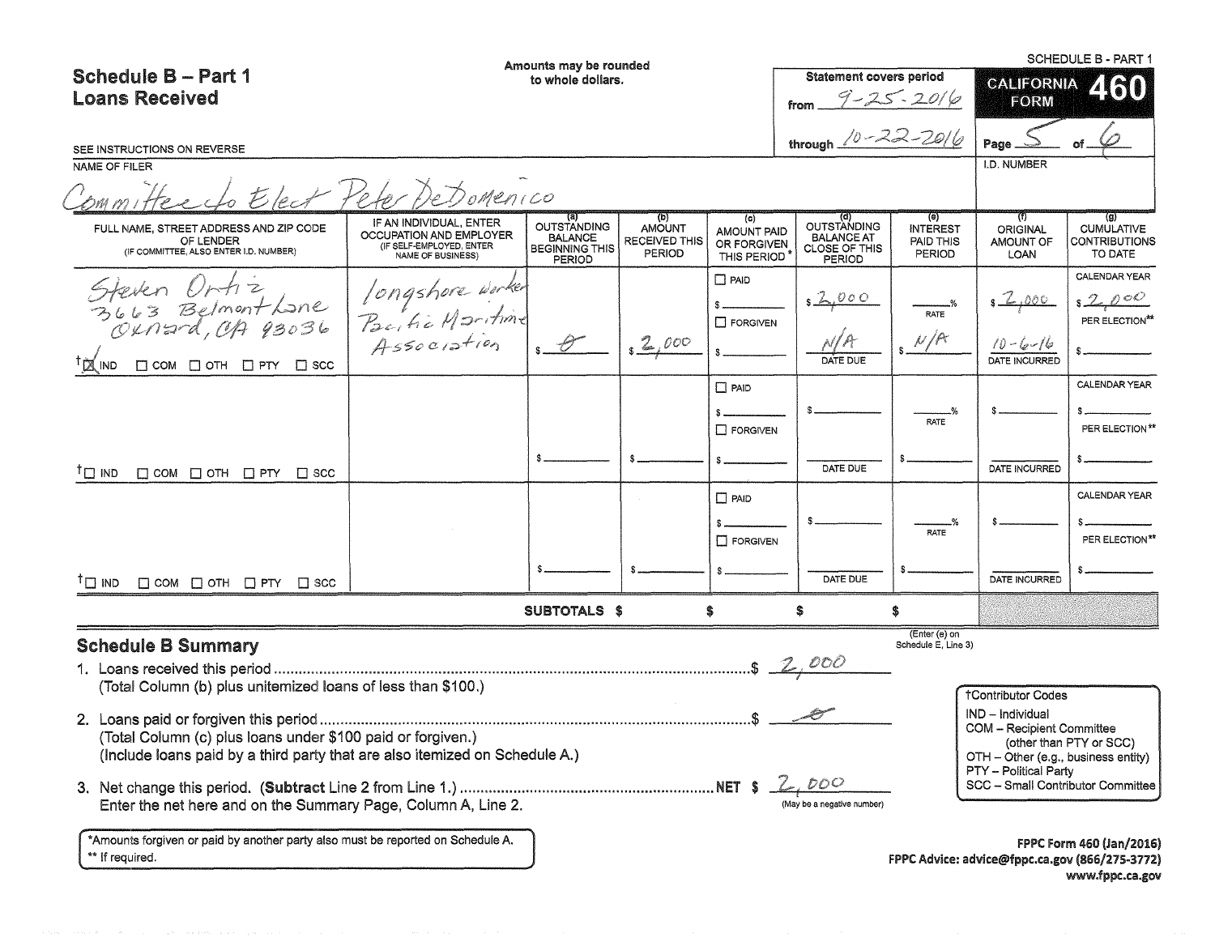SCHEDULE B - PART 1

# Schedule B – Part 1
## Loans Received

Amounts may be rounded to whole dollars.

Statement covers period from 9-25-2016 through 10-22-2016

CALIFORNIA FORM 460

SEE INSTRUCTIONS ON REVERSE

NAME OF FILER: Committee to Elect Peter DeDomenico

I.D. NUMBER:

| FULL NAME, STREET ADDRESS AND ZIP CODE OF LENDER (IF COMMITTEE, ALSO ENTER I.D. NUMBER) | IF AN INDIVIDUAL, ENTER OCCUPATION AND EMPLOYER (IF SELF-EMPLOYED, ENTER NAME OF BUSINESS) | (a) OUTSTANDING BALANCE BEGINNING THIS PERIOD | (b) AMOUNT RECEIVED THIS PERIOD | (c) AMOUNT PAID OR FORGIVEN THIS PERIOD* | (d) OUTSTANDING BALANCE AT CLOSE OF THIS PERIOD | (e) INTEREST PAID THIS PERIOD | (f) ORIGINAL AMOUNT OF LOAN | (g) CUMULATIVE CONTRIBUTIONS TO DATE |
|---|---|---|---|---|---|---|---|---|
| Steven Ortiz<br>3663 Belmont Lane<br>Oxnard, CA 93036<br>☒ IND ☐ COM ☐ OTH ☐ PTY ☐ SCC | Longshore Worker<br>Pacific Maritime Association | $ 0 | $ 2,000 | ☐ PAID $ ☐ FORGIVEN $ | $ 2,000<br>N/A DATE DUE | ___% RATE<br>$ N/A | $ 2,000<br>10-6-16 DATE INCURRED | CALENDAR YEAR $ 2,000<br>PER ELECTION** $ |
| ☐ IND ☐ COM ☐ OTH ☐ PTY ☐ SCC | | $ | $ | ☐ PAID $ ☐ FORGIVEN $ | $<br>DATE DUE | ___% RATE<br>$ | $<br>DATE INCURRED | CALENDAR YEAR $<br>PER ELECTION** $ |
| ☐ IND ☐ COM ☐ OTH ☐ PTY ☐ SCC | | $ | $ | ☐ PAID $ ☐ FORGIVEN $ | $<br>DATE DUE | ___% RATE<br>$ | $<br>DATE INCURRED | CALENDAR YEAR $<br>PER ELECTION** $ |
| | SUBTOTALS | $ | $ | $ | | $ (Enter (e) on Schedule E, Line 3) | | |

## Schedule B Summary

1. Loans received this period ............ $ 2,000
   (Total Column (b) plus unitemized loans of less than $100.)

2. Loans paid or forgiven this period ............ $ 0
   (Total Column (c) plus loans under $100 paid or forgiven.)
   (Include loans paid by a third party that are also itemized on Schedule A.)

3. Net change this period. (**Subtract** Line 2 from Line 1.) ............ NET $ 2,000
   Enter the net here and on the Summary Page, Column A, Line 2. (May be a negative number)

†Contributor Codes
- IND – Individual
- COM – Recipient Committee (other than PTY or SCC)
- OTH – Other (e.g., business entity)
- PTY – Political Party
- SCC – Small Contributor Committee

*Amounts forgiven or paid by another party also must be reported on Schedule A.
** If required.

FPPC Form 460 (Jan/2016)
FPPC Advice: advice@fppc.ca.gov (866/275-3772)
www.fppc.ca.gov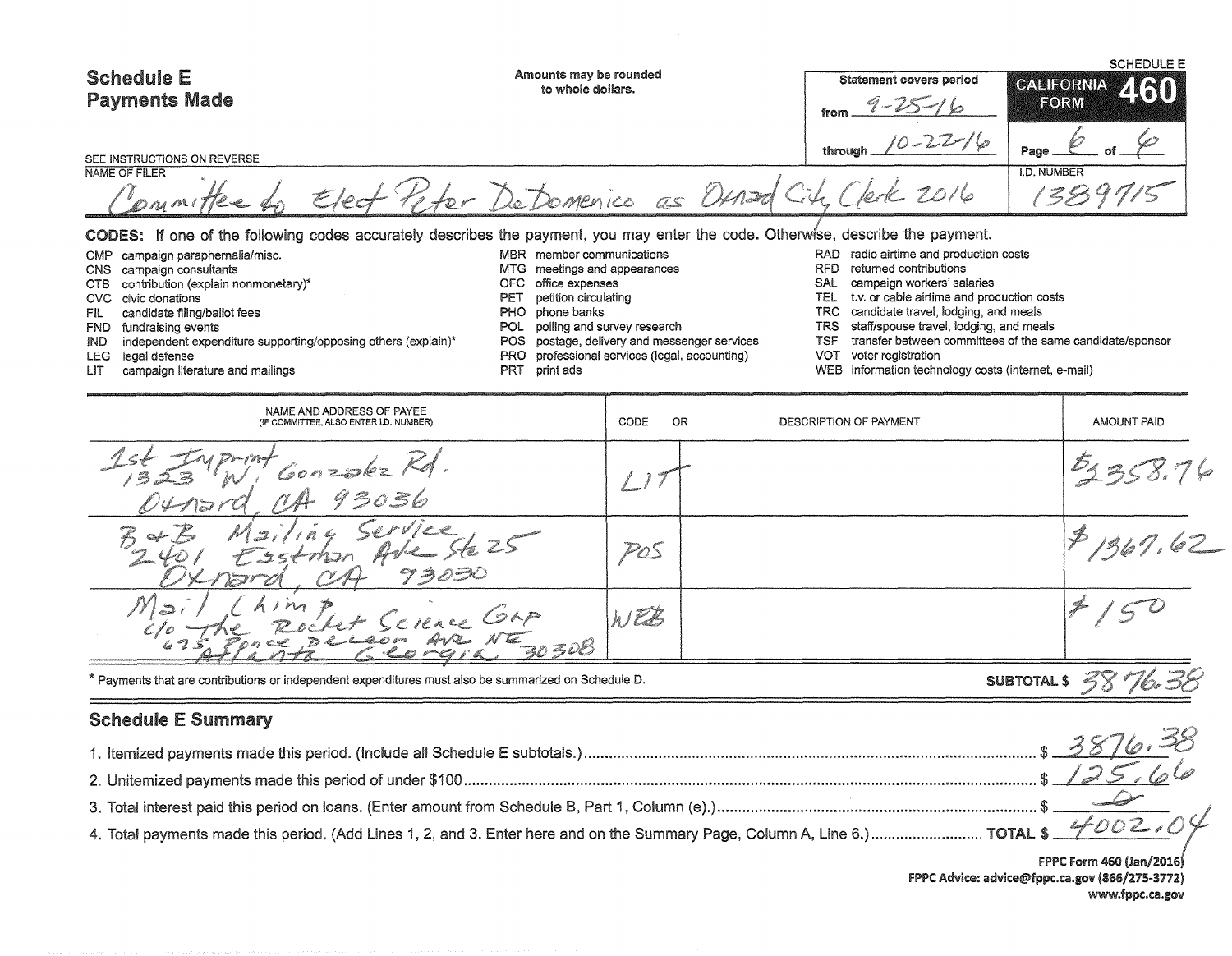# Schedule E
## Payments Made

Amounts may be rounded to whole dollars.

Statement covers period
from 9-25-16
through 10-22-16

SCHEDULE E
**CALIFORNIA FORM 460**

Page 6 of 6

SEE INSTRUCTIONS ON REVERSE

NAME OF FILER: Committee to Elect Peter DeDomenico as Oxnard City Clerk 2016

I.D. NUMBER: 1389715

**CODES:** If one of the following codes accurately describes the payment, you may enter the code. Otherwise, describe the payment.

- CMP campaign paraphernalia/misc.
- CNS campaign consultants
- CTB contribution (explain nonmonetary)*
- CVC civic donations
- FIL candidate filing/ballot fees
- FND fundraising events
- IND independent expenditure supporting/opposing others (explain)*
- LEG legal defense
- LIT campaign literature and mailings
- MBR member communications
- MTG meetings and appearances
- OFC office expenses
- PET petition circulating
- PHO phone banks
- POL polling and survey research
- POS postage, delivery and messenger services
- PRO professional services (legal, accounting)
- PRT print ads
- RAD radio airtime and production costs
- RFD returned contributions
- SAL campaign workers' salaries
- TEL t.v. or cable airtime and production costs
- TRC candidate travel, lodging, and meals
- TRS staff/spouse travel, lodging, and meals
- TSF transfer between committees of the same candidate/sponsor
- VOT voter registration
- WEB information technology costs (internet, e-mail)

| NAME AND ADDRESS OF PAYEE (IF COMMITTEE, ALSO ENTER I.D. NUMBER) | CODE | OR DESCRIPTION OF PAYMENT | AMOUNT PAID |
|---|---|---|---|
| 1st Imprint 1323 W. Gonzalez Rd. Oxnard, CA 93036 | LIT | | $2358.76 |
| B&B Mailing Service 2401 Eastman Ave Ste 25 Oxnard, CA 93030 | POS | | $1367.62 |
| Mail Chimp c/o The Rocket Science Grp 675 Ponce DeLeon Ave NE Atlanta Georgia 30308 | WEB | | $150 |

\* Payments that are contributions or independent expenditures must also be summarized on Schedule D.

SUBTOTAL $ 3876.38

## Schedule E Summary

1. Itemized payments made this period. (Include all Schedule E subtotals.) $ 3876.38
2. Unitemized payments made this period of under $100 $ 125.66
3. Total interest paid this period on loans. (Enter amount from Schedule B, Part 1, Column (e).) $ -0-
4. Total payments made this period. (Add Lines 1, 2, and 3. Enter here and on the Summary Page, Column A, Line 6.) TOTAL $ 4002.04

FPPC Form 460 (Jan/2016)
FPPC Advice: advice@fppc.ca.gov (866/275-3772)
www.fppc.ca.gov